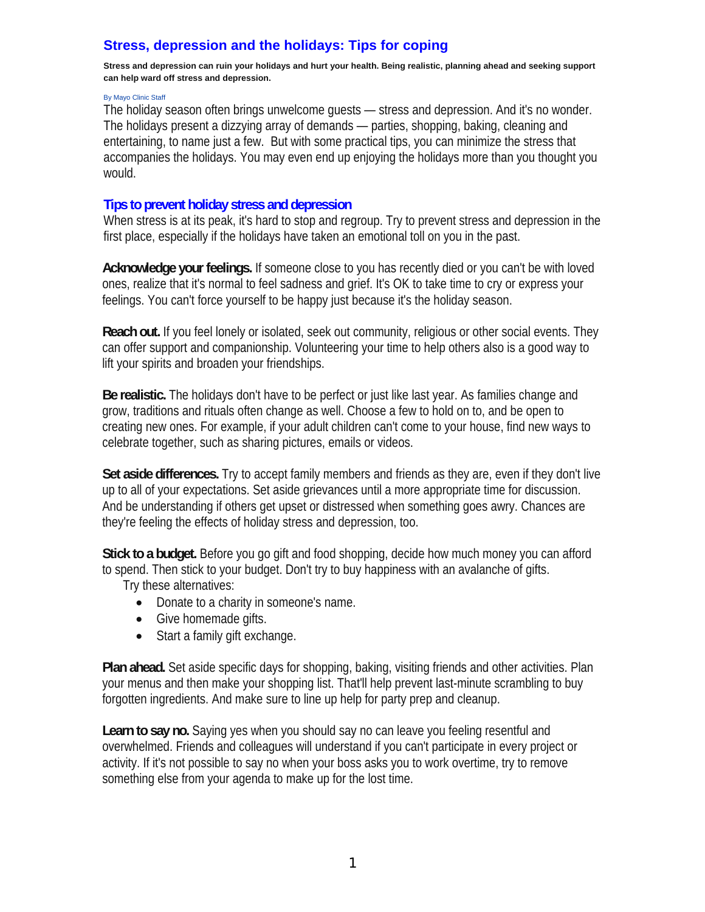# Stress, depression and the holidays: Tips for coping

**Stress and depression can ruin your holidays and hurt your health. Being realistic, planning ahead and seeking support can help ward off stress and depression.**

By Mayo Clinic Staff

The holiday season often brings unwelcome guests — stress and depression. And it's no wonder. The holidays present a dizzying array of demands — parties, shopping, baking, cleaning and entertaining, to name just a few. But with some practical tips, you can minimize the stress that accompanies the holidays. You may even end up enjoying the holidays more than you thought you would.

## Tips to prevent holiday stress and depression

When stress is at its peak, it's hard to stop and regroup. Try to prevent stress and depression in the first place, especially if the holidays have taken an emotional toll on you in the past.

**Acknowledge your feelings.** If someone close to you has recently died or you can't be with loved ones, realize that it's normal to feel sadness and grief. It's OK to take time to cry or express your feelings. You can't force yourself to be happy just because it's the holiday season.

**Reach out.** If you feel lonely or isolated, seek out community, religious or other social events. They can offer support and companionship. Volunteering your time to help others also is a good way to lift your spirits and broaden your friendships.

**Be realistic.** The holidays don't have to be perfect or just like last year. As families change and grow, traditions and rituals often change as well. Choose a few to hold on to, and be open to creating new ones. For example, if your adult children can't come to your house, find new ways to celebrate together, such as sharing pictures, emails or videos.

**Set aside differences.** Try to accept family members and friends as they are, even if they don't live up to all of your expectations. Set aside grievances until a more appropriate time for discussion. And be understanding if others get upset or distressed when something goes awry. Chances are they're feeling the effects of holiday stress and depression, too.

**Stick to a budget.** Before you go gift and food shopping, decide how much money you can afford to spend. Then stick to your budget. Don't try to buy happiness with an avalanche of gifts.

Try these alternatives:

- Donate to a charity in someone's name.
- Give homemade gifts.
- Start a family gift exchange.

**Plan ahead.** Set aside specific days for shopping, baking, visiting friends and other activities. Plan your menus and then make your shopping list. That'll help prevent last-minute scrambling to buy forgotten ingredients. And make sure to line up help for party prep and cleanup.

**Learn to say no.** Saying yes when you should say no can leave you feeling resentful and overwhelmed. Friends and colleagues will understand if you can't participate in every project or activity. If it's not possible to say no when your boss asks you to work overtime, try to remove something else from your agenda to make up for the lost time.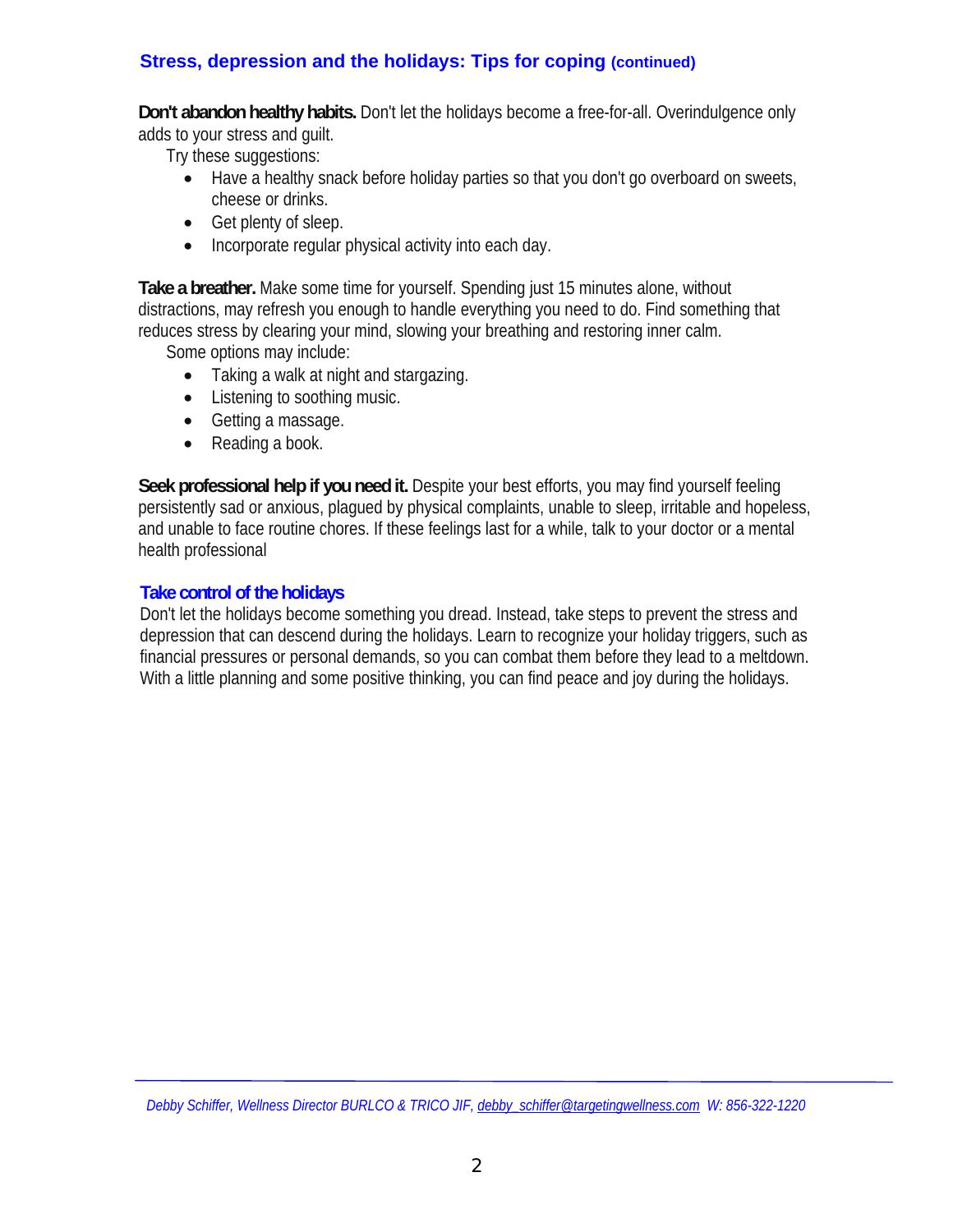## Stress, depression and the holidays: Tips for coping (continued)

**Don't abandon healthy habits.** Don't let the holidays become a free-for-all. Overindulgence only adds to your stress and guilt.

Try these suggestions:

- Have a healthy snack before holiday parties so that you don't go overboard on sweets, cheese or drinks.
- Get plenty of sleep.
- Incorporate regular physical activity into each day.

**Take a breather.** Make some time for yourself. Spending just 15 minutes alone, without distractions, may refresh you enough to handle everything you need to do. Find something that reduces stress by clearing your mind, slowing your breathing and restoring inner calm.

Some options may include:

- Taking a walk at night and stargazing.
- Listening to soothing music.
- Getting a massage.
- Reading a book.

**Seek professional help if you need it.** Despite your best efforts, you may find yourself feeling persistently sad or anxious, plagued by physical complaints, unable to sleep, irritable and hopeless, and unable to face routine chores. If these feelings last for a while, talk to your doctor or a mental health professional

### Take control of the holidays

Don't let the holidays become something you dread. Instead, take steps to prevent the stress and depression that can descend during the holidays. Learn to recognize your holiday triggers, such as financial pressures or personal demands, so you can combat them before they lead to a meltdown. With a little planning and some positive thinking, you can find peace and joy during the holidays.

*Debby Schiffer, Wellness Director BURLCO & TRICO JIF, debby_schiffer@targetingwellness.com W: 856-322-1220*